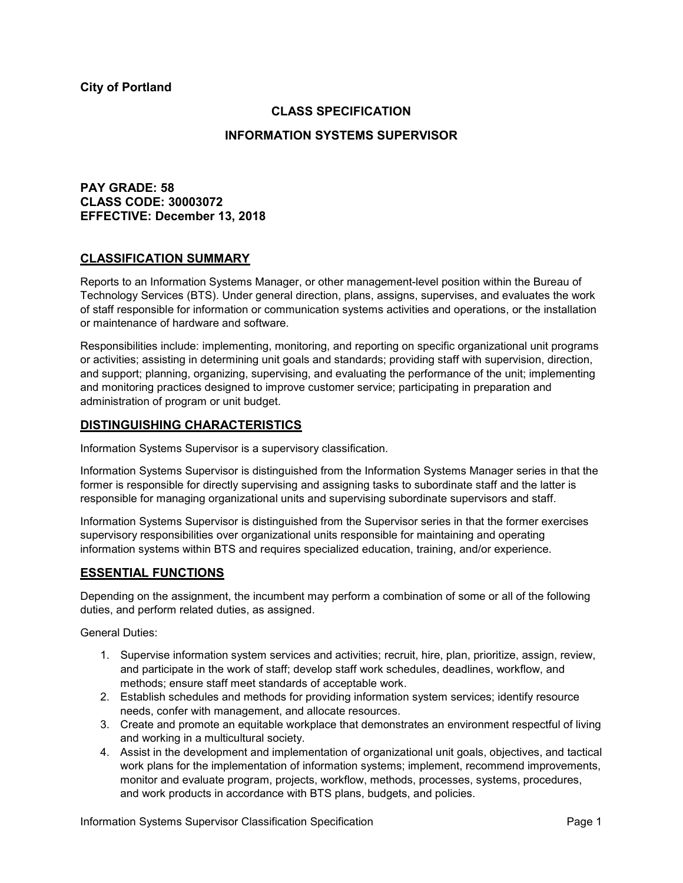**City of Portland**

# CLASS SPECIFICATION

# INFORMATION SYSTEMS SUPERVISOR

**PAY GRADE: 58**
**CLASS CODE: 30003072**
**EFFECTIVE: December 13, 2018**

## CLASSIFICATION SUMMARY

Reports to an Information Systems Manager, or other management-level position within the Bureau of Technology Services (BTS). Under general direction, plans, assigns, supervises, and evaluates the work of staff responsible for information or communication systems activities and operations, or the installation or maintenance of hardware and software.

Responsibilities include: implementing, monitoring, and reporting on specific organizational unit programs or activities; assisting in determining unit goals and standards; providing staff with supervision, direction, and support; planning, organizing, supervising, and evaluating the performance of the unit; implementing and monitoring practices designed to improve customer service; participating in preparation and administration of program or unit budget.

## DISTINGUISHING CHARACTERISTICS

Information Systems Supervisor is a supervisory classification.

Information Systems Supervisor is distinguished from the Information Systems Manager series in that the former is responsible for directly supervising and assigning tasks to subordinate staff and the latter is responsible for managing organizational units and supervising subordinate supervisors and staff.

Information Systems Supervisor is distinguished from the Supervisor series in that the former exercises supervisory responsibilities over organizational units responsible for maintaining and operating information systems within BTS and requires specialized education, training, and/or experience.

## ESSENTIAL FUNCTIONS

Depending on the assignment, the incumbent may perform a combination of some or all of the following duties, and perform related duties, as assigned.

General Duties:

1. Supervise information system services and activities; recruit, hire, plan, prioritize, assign, review, and participate in the work of staff; develop staff work schedules, deadlines, workflow, and methods; ensure staff meet standards of acceptable work.
2. Establish schedules and methods for providing information system services; identify resource needs, confer with management, and allocate resources.
3. Create and promote an equitable workplace that demonstrates an environment respectful of living and working in a multicultural society.
4. Assist in the development and implementation of organizational unit goals, objectives, and tactical work plans for the implementation of information systems; implement, recommend improvements, monitor and evaluate program, projects, workflow, methods, processes, systems, procedures, and work products in accordance with BTS plans, budgets, and policies.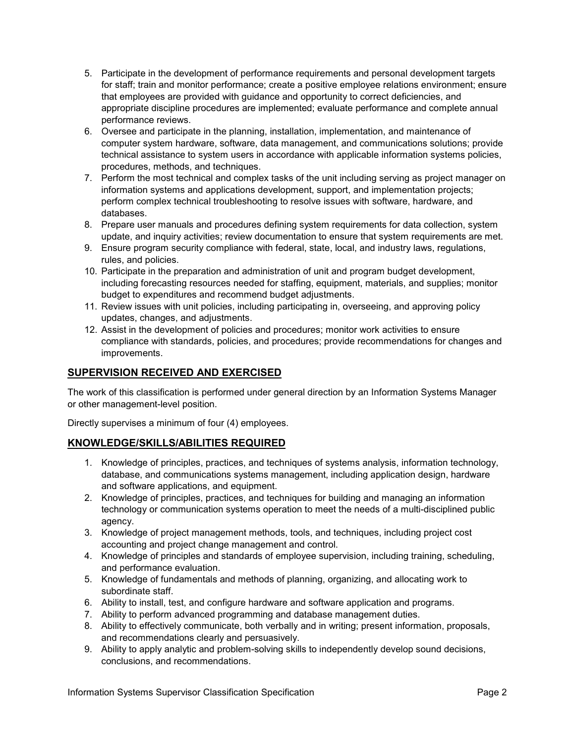5. Participate in the development of performance requirements and personal development targets for staff; train and monitor performance; create a positive employee relations environment; ensure that employees are provided with guidance and opportunity to correct deficiencies, and appropriate discipline procedures are implemented; evaluate performance and complete annual performance reviews.
6. Oversee and participate in the planning, installation, implementation, and maintenance of computer system hardware, software, data management, and communications solutions; provide technical assistance to system users in accordance with applicable information systems policies, procedures, methods, and techniques.
7. Perform the most technical and complex tasks of the unit including serving as project manager on information systems and applications development, support, and implementation projects; perform complex technical troubleshooting to resolve issues with software, hardware, and databases.
8. Prepare user manuals and procedures defining system requirements for data collection, system update, and inquiry activities; review documentation to ensure that system requirements are met.
9. Ensure program security compliance with federal, state, local, and industry laws, regulations, rules, and policies.
10. Participate in the preparation and administration of unit and program budget development, including forecasting resources needed for staffing, equipment, materials, and supplies; monitor budget to expenditures and recommend budget adjustments.
11. Review issues with unit policies, including participating in, overseeing, and approving policy updates, changes, and adjustments.
12. Assist in the development of policies and procedures; monitor work activities to ensure compliance with standards, policies, and procedures; provide recommendations for changes and improvements.

## SUPERVISION RECEIVED AND EXERCISED

The work of this classification is performed under general direction by an Information Systems Manager or other management-level position.

Directly supervises a minimum of four (4) employees.

## KNOWLEDGE/SKILLS/ABILITIES REQUIRED

1. Knowledge of principles, practices, and techniques of systems analysis, information technology, database, and communications systems management, including application design, hardware and software applications, and equipment.
2. Knowledge of principles, practices, and techniques for building and managing an information technology or communication systems operation to meet the needs of a multi-disciplined public agency.
3. Knowledge of project management methods, tools, and techniques, including project cost accounting and project change management and control.
4. Knowledge of principles and standards of employee supervision, including training, scheduling, and performance evaluation.
5. Knowledge of fundamentals and methods of planning, organizing, and allocating work to subordinate staff.
6. Ability to install, test, and configure hardware and software application and programs.
7. Ability to perform advanced programming and database management duties.
8. Ability to effectively communicate, both verbally and in writing; present information, proposals, and recommendations clearly and persuasively.
9. Ability to apply analytic and problem-solving skills to independently develop sound decisions, conclusions, and recommendations.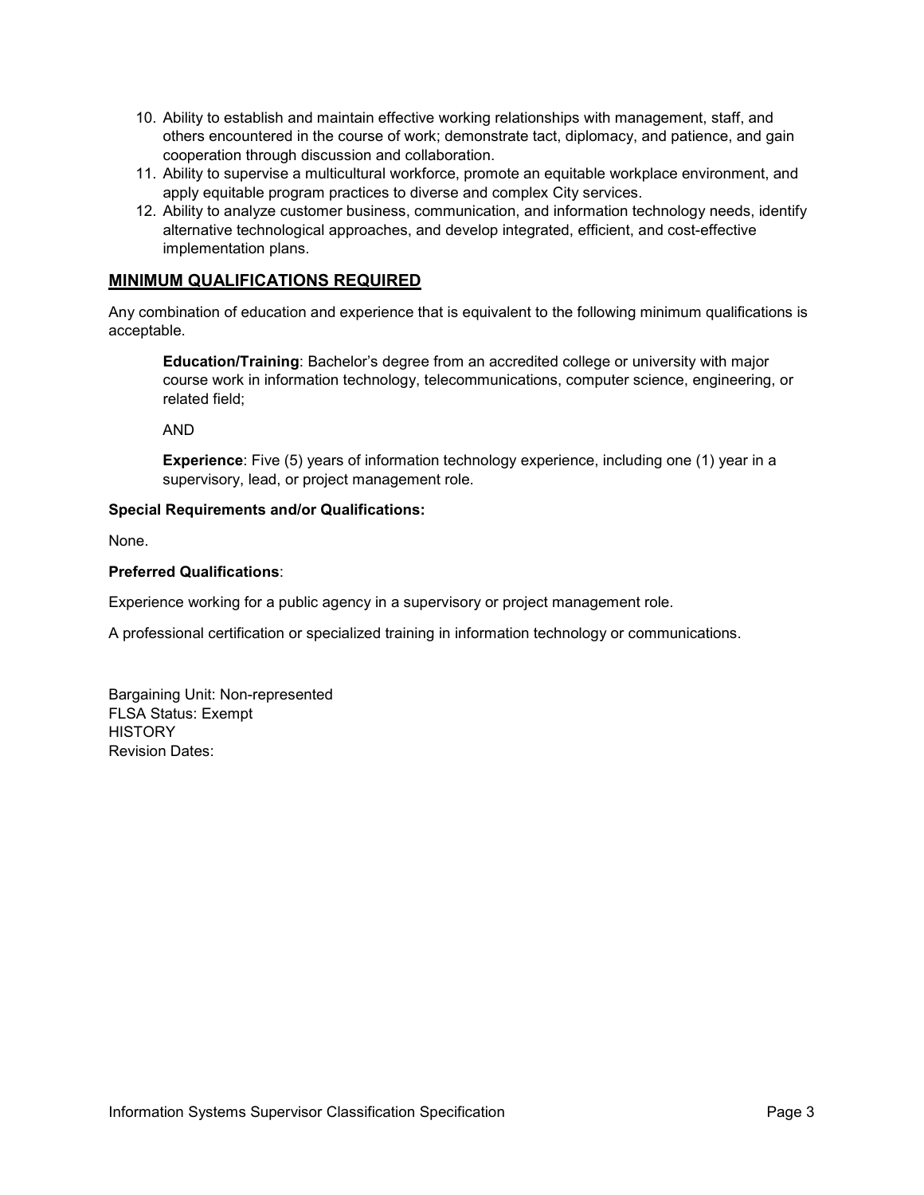10. Ability to establish and maintain effective working relationships with management, staff, and others encountered in the course of work; demonstrate tact, diplomacy, and patience, and gain cooperation through discussion and collaboration.
11. Ability to supervise a multicultural workforce, promote an equitable workplace environment, and apply equitable program practices to diverse and complex City services.
12. Ability to analyze customer business, communication, and information technology needs, identify alternative technological approaches, and develop integrated, efficient, and cost-effective implementation plans.

## MINIMUM QUALIFICATIONS REQUIRED

Any combination of education and experience that is equivalent to the following minimum qualifications is acceptable.

> **Education/Training**: Bachelor's degree from an accredited college or university with major course work in information technology, telecommunications, computer science, engineering, or related field;
>
> AND
>
> **Experience**: Five (5) years of information technology experience, including one (1) year in a supervisory, lead, or project management role.

**Special Requirements and/or Qualifications:**

None.

**Preferred Qualifications**:

Experience working for a public agency in a supervisory or project management role.

A professional certification or specialized training in information technology or communications.

Bargaining Unit: Non-represented
FLSA Status: Exempt
HISTORY
Revision Dates: